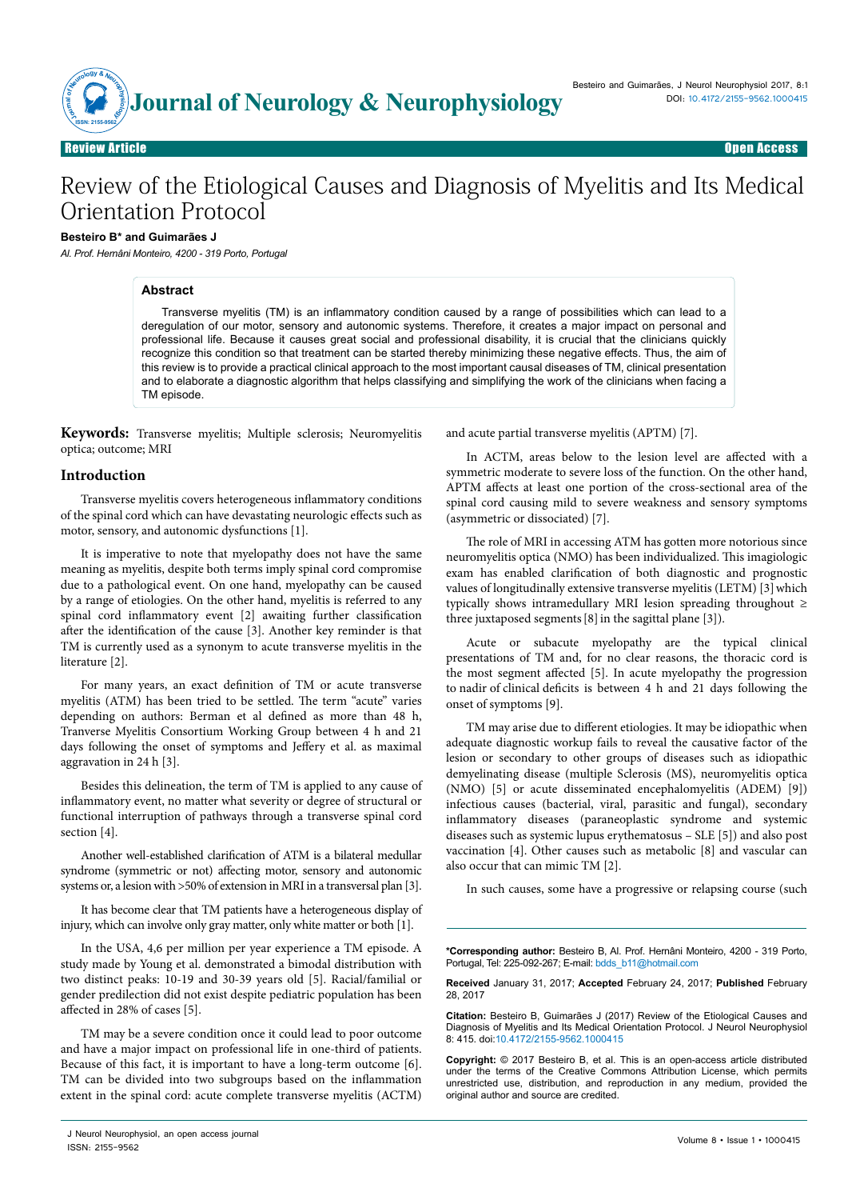Review Article | Open Access

# Review of the Etiological Causes and Diagnosis of Myelitis and Its Medical Orientation Protocol

**Besteiro B* and Guimarães J**

*Al. Prof. Hernâni Monteiro, 4200 - 319 Porto, Portugal*

## Abstract

Transverse myelitis (TM) is an inflammatory condition caused by a range of possibilities which can lead to a deregulation of our motor, sensory and autonomic systems. Therefore, it creates a major impact on personal and professional life. Because it causes great social and professional disability, it is crucial that the clinicians quickly recognize this condition so that treatment can be started thereby minimizing these negative effects. Thus, the aim of this review is to provide a practical clinical approach to the most important causal diseases of TM, clinical presentation and to elaborate a diagnostic algorithm that helps classifying and simplifying the work of the clinicians when facing a TM episode.

**Keywords:** Transverse myelitis; Multiple sclerosis; Neuromyelitis optica; outcome; MRI

## Introduction

Transverse myelitis covers heterogeneous inflammatory conditions of the spinal cord which can have devastating neurologic effects such as motor, sensory, and autonomic dysfunctions [1].

It is imperative to note that myelopathy does not have the same meaning as myelitis, despite both terms imply spinal cord compromise due to a pathological event. On one hand, myelopathy can be caused by a range of etiologies. On the other hand, myelitis is referred to any spinal cord inflammatory event [2] awaiting further classification after the identification of the cause [3]. Another key reminder is that TM is currently used as a synonym to acute transverse myelitis in the literature [2].

For many years, an exact definition of TM or acute transverse myelitis (ATM) has been tried to be settled. The term "acute" varies depending on authors: Berman et al defined as more than 48 h, Tranverse Myelitis Consortium Working Group between 4 h and 21 days following the onset of symptoms and Jeffery et al. as maximal aggravation in 24 h [3].

Besides this delineation, the term of TM is applied to any cause of inflammatory event, no matter what severity or degree of structural or functional interruption of pathways through a transverse spinal cord section [4].

Another well-established clarification of ATM is a bilateral medullar syndrome (symmetric or not) affecting motor, sensory and autonomic systems or, a lesion with >50% of extension in MRI in a transversal plan [3].

It has become clear that TM patients have a heterogeneous display of injury, which can involve only gray matter, only white matter or both [1].

In the USA, 4,6 per million per year experience a TM episode. A study made by Young et al. demonstrated a bimodal distribution with two distinct peaks: 10-19 and 30-39 years old [5]. Racial/familial or gender predilection did not exist despite pediatric population has been affected in 28% of cases [5].

TM may be a severe condition once it could lead to poor outcome and have a major impact on professional life in one-third of patients. Because of this fact, it is important to have a long-term outcome [6]. TM can be divided into two subgroups based on the inflammation extent in the spinal cord: acute complete transverse myelitis (ACTM) and acute partial transverse myelitis (APTM) [7].

In ACTM, areas below to the lesion level are affected with a symmetric moderate to severe loss of the function. On the other hand, APTM affects at least one portion of the cross-sectional area of the spinal cord causing mild to severe weakness and sensory symptoms (asymmetric or dissociated) [7].

The role of MRI in accessing ATM has gotten more notorious since neuromyelitis optica (NMO) has been individualized. This imagiologic exam has enabled clarification of both diagnostic and prognostic values of longitudinally extensive transverse myelitis (LETM) [3] which typically shows intramedullary MRI lesion spreading throughout ≥ three juxtaposed segments [8] in the sagittal plane [3]).

Acute or subacute myelopathy are the typical clinical presentations of TM and, for no clear reasons, the thoracic cord is the most segment affected [5]. In acute myelopathy the progression to nadir of clinical deficits is between 4 h and 21 days following the onset of symptoms [9].

TM may arise due to different etiologies. It may be idiopathic when adequate diagnostic workup fails to reveal the causative factor of the lesion or secondary to other groups of diseases such as idiopathic demyelinating disease (multiple Sclerosis (MS), neuromyelitis optica (NMO) [5] or acute disseminated encephalomyelitis (ADEM) [9]) infectious causes (bacterial, viral, parasitic and fungal), secondary inflammatory diseases (paraneoplastic syndrome and systemic diseases such as systemic lupus erythematosus – SLE [5]) and also post vaccination [4]. Other causes such as metabolic [8] and vascular can also occur that can mimic TM [2].

In such causes, some have a progressive or relapsing course (such

---

***Corresponding author:** Besteiro B, Al. Prof. Hernâni Monteiro, 4200 - 319 Porto, Portugal, Tel: 225-092-267; E-mail: bdds_b11@hotmail.com

**Received** January 31, 2017; **Accepted** February 24, 2017; **Published** February 28, 2017

**Citation:** Besteiro B, Guimarães J (2017) Review of the Etiological Causes and Diagnosis of Myelitis and Its Medical Orientation Protocol. J Neurol Neurophysiol 8: 415. doi:10.4172/2155-9562.1000415

**Copyright:** © 2017 Besteiro B, et al. This is an open-access article distributed under the terms of the Creative Commons Attribution License, which permits unrestricted use, distribution, and reproduction in any medium, provided the original author and source are credited.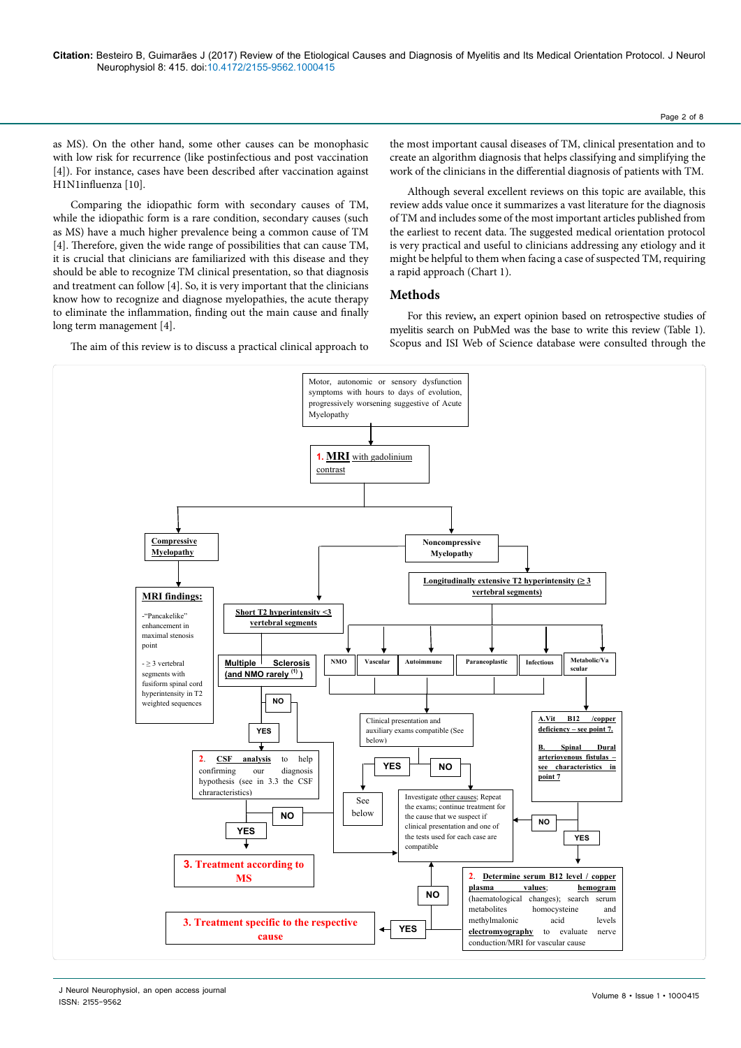as MS). On the other hand, some other causes can be monophasic with low risk for recurrence (like postinfectious and post vaccination [4]). For instance, cases have been described after vaccination against H1N1influenza [10].

Comparing the idiopathic form with secondary causes of TM, while the idiopathic form is a rare condition, secondary causes (such as MS) have a much higher prevalence being a common cause of TM [4]. Therefore, given the wide range of possibilities that can cause TM, it is crucial that clinicians are familiarized with this disease and they should be able to recognize TM clinical presentation, so that diagnosis and treatment can follow [4]. So, it is very important that the clinicians know how to recognize and diagnose myelopathies, the acute therapy to eliminate the inflammation, finding out the main cause and finally long term management [4].

The aim of this review is to discuss a practical clinical approach to the most important causal diseases of TM, clinical presentation and to create an algorithm diagnosis that helps classifying and simplifying the work of the clinicians in the differential diagnosis of patients with TM.

Although several excellent reviews on this topic are available, this review adds value once it summarizes a vast literature for the diagnosis of TM and includes some of the most important articles published from the earliest to recent data. The suggested medical orientation protocol is very practical and useful to clinicians addressing any etiology and it might be helpful to them when facing a case of suspected TM, requiring a rapid approach (Chart 1).

## Methods

For this review, an expert opinion based on retrospective studies of myelitis search on PubMed was the base to write this review (Table 1). Scopus and ISI Web of Science database were consulted through the

Motor, autonomic or sensory dysfunction symptoms with hours to days of evolution, progressively worsening suggestive of Acute Myelopathy

1. **MRI** with gadolinium contrast

**Compressive Myelopathy**

**MRI findings:**

- "Pancakelike" enhancement in maximal stenosis point
- ≥ 3 vertebral segments with fusiform spinal cord hyperintensity in T2 weighted sequences

**Noncompressive Myelopathy**

**Longitudinally extensive T2 hyperintensity (≥ 3 vertebral segments)**

**Short T2 hyperintensity <3 vertebral segments**

**Multiple Sclerosis (and NMO rarely [1])**

NO / YES

2. **CSF analysis** to help confirming our diagnosis hypothesis (see in 3.3 the CSF chraracteristics)

NO / YES

**3. Treatment according to MS**

NMO | Vascular | Autoimmune | Paraneoplastic | Infectious | Metabolic/Vascular

Clinical presentation and auxiliary exams compatible (See below)

YES → See below

NO → Investigate other causes; Repeat the exams; continue treatment for the cause that we suspect if clinical presentation and one of the tests used for each case are compatible

A. Vit B12 /copper deficiency – see point 7.

B. Spinal Dural arteriovenous fistulas – see characteristics in point 7

NO / YES

2. **Determine serum B12 level / copper plasma values**; **hemogram** (haematological changes); search serum metabolites homocysteine and methylmalonic acid levels **electromyography** to evaluate nerve conduction/MRI for vascular cause

NO / YES

**3. Treatment specific to the respective cause**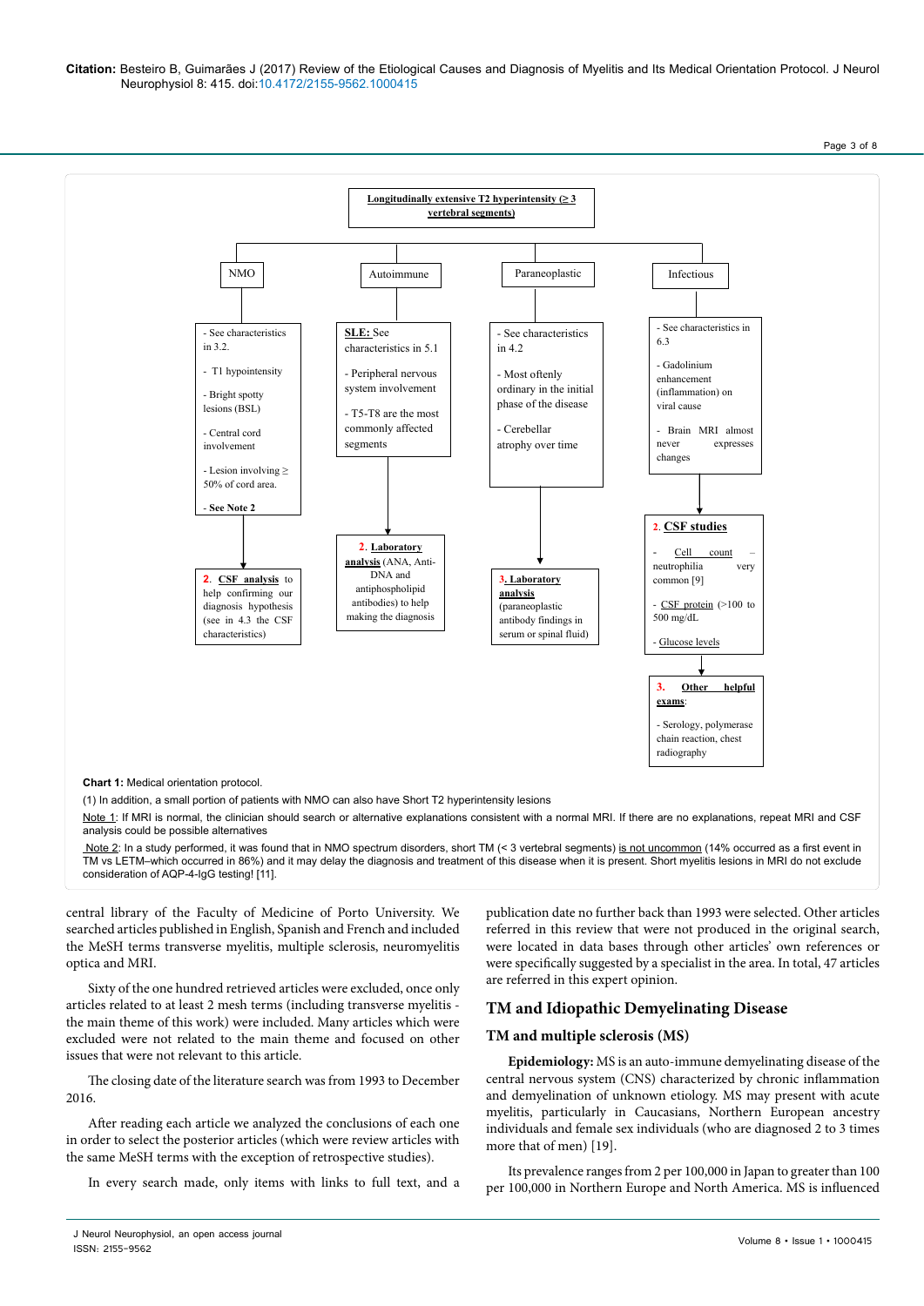**Longitudinally extensive T2 hyperintensity (≥ 3 vertebral segments)**

**NMO**

- See characteristics in 3.2.
- T1 hypointensity
- Bright spotty lesions (BSL)
- Central cord involvement
- Lesion involving ≥ 50% of cord area.
- **See Note 2**

**2. CSF analysis** to help confirming our diagnosis hypothesis (see in 4.3 the CSF characteristics)

**Autoimmune**

**SLE:** See characteristics in 5.1

- Peripheral nervous system involvement
- T5-T8 are the most commonly affected segments

**2. Laboratory analysis** (ANA, Anti-DNA and antiphospholipid antibodies) to help making the diagnosis

**Paraneoplastic**

- See characteristics in 4.2
- Most oftenly ordinary in the initial phase of the disease
- Cerebellar atrophy over time

**3. Laboratory analysis** (paraneoplastic antibody findings in serum or spinal fluid)

**Infectious**

- See characteristics in 6.3
- Gadolinium enhancement (inflammation) on viral cause
- Brain MRI almost never expresses changes

**2. CSF studies**

- Cell count – neutrophilia very common [9]
- CSF protein (>100 to 500 mg/dL
- Glucose levels

**3. Other helpful exams**:

- Serology, polymerase chain reaction, chest radiography

**Chart 1:** Medical orientation protocol.

(1) In addition, a small portion of patients with NMO can also have Short T2 hyperintensity lesions

Note 1: If MRI is normal, the clinician should search or alternative explanations consistent with a normal MRI. If there are no explanations, repeat MRI and CSF analysis could be possible alternatives

Note 2: In a study performed, it was found that in NMO spectrum disorders, short TM (< 3 vertebral segments) is not uncommon (14% occurred as a first event in TM vs LETM–which occurred in 86%) and it may delay the diagnosis and treatment of this disease when it is present. Short myelitis lesions in MRI do not exclude consideration of AQP-4-IgG testing! [11].

central library of the Faculty of Medicine of Porto University. We searched articles published in English, Spanish and French and included the MeSH terms transverse myelitis, multiple sclerosis, neuromyelitis optica and MRI.

Sixty of the one hundred retrieved articles were excluded, once only articles related to at least 2 mesh terms (including transverse myelitis - the main theme of this work) were included. Many articles which were excluded were not related to the main theme and focused on other issues that were not relevant to this article.

The closing date of the literature search was from 1993 to December 2016.

After reading each article we analyzed the conclusions of each one in order to select the posterior articles (which were review articles with the same MeSH terms with the exception of retrospective studies).

In every search made, only items with links to full text, and a publication date no further back than 1993 were selected. Other articles referred in this review that were not produced in the original search, were located in data bases through other articles' own references or were specifically suggested by a specialist in the area. In total, 47 articles are referred in this expert opinion.

## TM and Idiopathic Demyelinating Disease

### TM and multiple sclerosis (MS)

**Epidemiology:** MS is an auto-immune demyelinating disease of the central nervous system (CNS) characterized by chronic inflammation and demyelination of unknown etiology. MS may present with acute myelitis, particularly in Caucasians, Northern European ancestry individuals and female sex individuals (who are diagnosed 2 to 3 times more that of men) [19].

Its prevalence ranges from 2 per 100,000 in Japan to greater than 100 per 100,000 in Northern Europe and North America. MS is influenced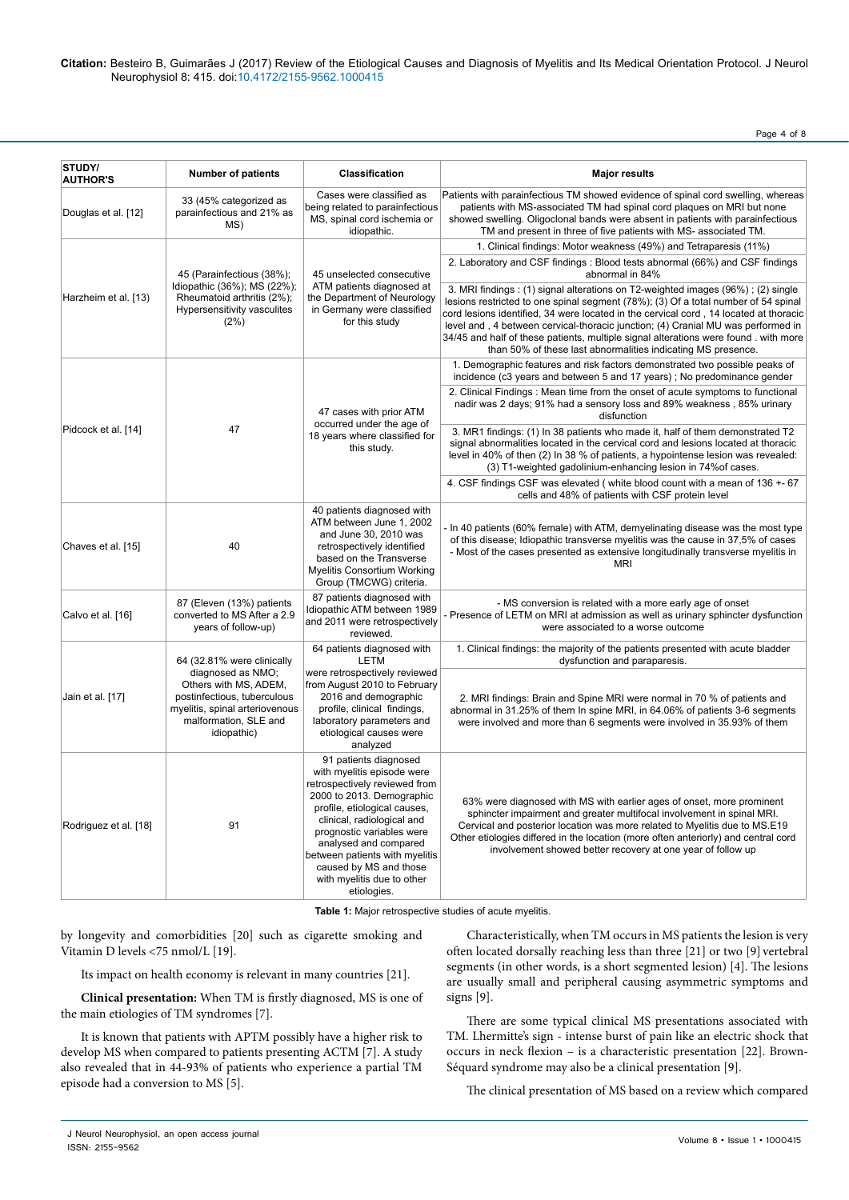| STUDY/ AUTHOR'S | Number of patients | Classification | Major results |
|---|---|---|---|
| Douglas et al. [12] | 33 (45% categorized as parainfectious and 21% as MS) | Cases were classified as being related to parainfectious MS, spinal cord ischemia or idiopathic. | Patients with parainfectious TM showed evidence of spinal cord swelling, whereas patients with MS-associated TM had spinal cord plaques on MRI but none showed swelling. Oligoclonal bands were absent in patients with parainfectious TM and present in three of five patients with MS- associated TM. |
| Harzheim et al. [13] | 45 (Parainfectious (38%); Idiopathic (36%); MS (22%); Rheumatoid arthritis (2%); Hypersensitivity vasculites (2%) | 45 unselected consecutive ATM patients diagnosed at the Department of Neurology in Germany were classified for this study | 1. Clinical findings: Motor weakness (49%) and Tetraparesis (11%)<br>2. Laboratory and CSF findings : Blood tests abnormal (66%) and CSF findings abnormal in 84%<br>3. MRI findings : (1) signal alterations on T2-weighted images (96%) ; (2) single lesions restricted to one spinal segment (78%); (3) Of a total number of 54 spinal cord lesions identified, 34 were located in the cervical cord , 14 located at thoracic level and , 4 between cervical-thoracic junction; (4) Cranial MU was performed in 34/45 and half of these patients, multiple signal alterations were found . with more than 50% of these last abnormalities indicating MS presence. |
| Pidcock et al. [14] | 47 | 47 cases with prior ATM occurred under the age of 18 years where classified for this study. | 1. Demographic features and risk factors demonstrated two possible peaks of incidence (c3 years and between 5 and 17 years) ; No predominance gender<br>2. Clinical Findings : Mean time from the onset of acute symptoms to functional nadir was 2 days; 91% had a sensory loss and 89% weakness , 85% urinary disfunction<br>3. MR1 findings: (1) In 38 patients who made it, half of them demonstrated T2 signal abnormalities located in the cervical cord and lesions located at thoracic level in 40% of then (2) In 38 % of patients, a hypointense lesion was revealed: (3) T1-weighted gadolinium-enhancing lesion in 74%of cases.<br>4. CSF findings CSF was elevated ( white blood count with a mean of 136 +- 67 cells and 48% of patients with CSF protein level |
| Chaves et al. [15] | 40 | 40 patients diagnosed with ATM between June 1, 2002 and June 30, 2010 was retrospectively identified based on the Transverse Myelitis Consortium Working Group (TMCWG) criteria. | - In 40 patients (60% female) with ATM, demyelinating disease was the most type of this disease; Idiopathic transverse myelitis was the cause in 37,5% of cases<br>- Most of the cases presented as extensive longitudinally transverse myelitis in MRI |
| Calvo et al. [16] | 87 (Eleven (13%) patients converted to MS After a 2.9 years of follow-up) | 87 patients diagnosed with Idiopathic ATM between 1989 and 2011 were retrospectively reviewed. | - MS conversion is related with a more early age of onset<br>- Presence of LETM on MRI at admission as well as urinary sphincter dysfunction were associated to a worse outcome |
| Jain et al. [17] | 64 (32.81% were clinically diagnosed as NMO; Others with MS, ADEM, postinfectious, tuberculous myelitis, spinal arteriovenous malformation, SLE and idiopathic) | 64 patients diagnosed with LETM were retrospectively reviewed from August 2010 to February 2016 and demographic profile, clinical findings, laboratory parameters and etiological causes were analyzed | 1. Clinical findings: the majority of the patients presented with acute bladder dysfunction and paraparesis.<br>2. MRI findings: Brain and Spine MRI were normal in 70 % of patients and abnormal in 31.25% of them In spine MRI, in 64.06% of patients 3-6 segments were involved and more than 6 segments were involved in 35.93% of them |
| Rodriguez et al. [18] | 91 | 91 patients diagnosed with myelitis episode were retrospectively reviewed from 2000 to 2013. Demographic profile, etiological causes, clinical, radiological and prognostic variables were analysed and compared between patients with myelitis caused by MS and those with myelitis due to other etiologies. | 63% were diagnosed with MS with earlier ages of onset, more prominent sphincter impairment and greater multifocal involvement in spinal MRI. Cervical and posterior location was more related to Myelitis due to MS.E19 Other etiologies differed in the location (more often anteriorly) and central cord involvement showed better recovery at one year of follow up |

**Table 1:** Major retrospective studies of acute myelitis.

by longevity and comorbidities [20] such as cigarette smoking and Vitamin D levels <75 nmol/L [19].

Its impact on health economy is relevant in many countries [21].

**Clinical presentation:** When TM is firstly diagnosed, MS is one of the main etiologies of TM syndromes [7].

It is known that patients with APTM possibly have a higher risk to develop MS when compared to patients presenting ACTM [7]. A study also revealed that in 44-93% of patients who experience a partial TM episode had a conversion to MS [5].

Characteristically, when TM occurs in MS patients the lesion is very often located dorsally reaching less than three [21] or two [9] vertebral segments (in other words, is a short segmented lesion) [4]. The lesions are usually small and peripheral causing asymmetric symptoms and signs [9].

There are some typical clinical MS presentations associated with TM. Lhermitte's sign - intense burst of pain like an electric shock that occurs in neck flexion – is a characteristic presentation [22]. Brown-Séquard syndrome may also be a clinical presentation [9].

The clinical presentation of MS based on a review which compared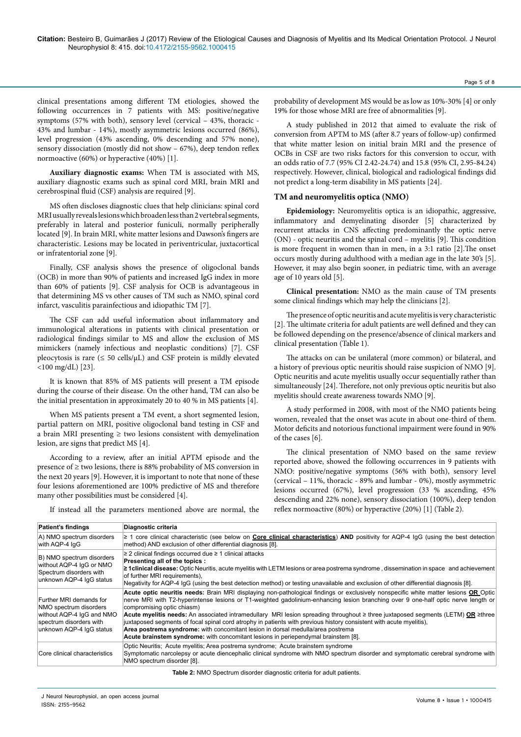clinical presentations among different TM etiologies, showed the following occurrences in 7 patients with MS: positive/negative symptoms (57% with both), sensory level (cervical – 43%, thoracic - 43% and lumbar - 14%), mostly asymmetric lesions occurred (86%), level progression (43% ascending, 0% descending and 57% none), sensory dissociation (mostly did not show – 67%), deep tendon reflex normoactive (60%) or hyperactive (40%) [1].

**Auxiliary diagnostic exams:** When TM is associated with MS, auxiliary diagnostic exams such as spinal cord MRI, brain MRI and cerebrospinal fluid (CSF) analysis are required [9].

MS often discloses diagnostic clues that help clinicians: spinal cord MRI usually reveals lesions which broaden less than 2 vertebral segments, preferably in lateral and posterior funiculi, normally peripherally located [9]. In brain MRI, white matter lesions and Dawson's fingers are characteristic. Lesions may be located in periventricular, juxtacortical or infratentorial zone [9].

Finally, CSF analysis shows the presence of oligoclonal bands (OCB) in more than 90% of patients and increased IgG index in more than 60% of patients [9]. CSF analysis for OCB is advantageous in that determining MS vs other causes of TM such as NMO, spinal cord infarct, vasculitis parainfectious and idiopathic TM [7].

The CSF can add useful information about inflammatory and immunological alterations in patients with clinical presentation or radiological findings similar to MS and allow the exclusion of MS mimickers (namely infectious and neoplastic conditions) [7]. CSF pleocytosis is rare (≤ 50 cells/μL) and CSF protein is mildly elevated <100 mg/dL) [23].

It is known that 85% of MS patients will present a TM episode during the course of their disease. On the other hand, TM can also be the initial presentation in approximately 20 to 40 % in MS patients [4].

When MS patients present a TM event, a short segmented lesion, partial pattern on MRI, positive oligoclonal band testing in CSF and a brain MRI presenting ≥ two lesions consistent with demyelination lesion, are signs that predict MS [4].

According to a review, after an initial APTM episode and the presence of ≥ two lesions, there is 88% probability of MS conversion in the next 20 years [9]. However, it is important to note that none of these four lesions aforementioned are 100% predictive of MS and therefore many other possibilities must be considered [4].

If instead all the parameters mentioned above are normal, the probability of development MS would be as low as 10%-30% [4] or only 19% for those whose MRI are free of abnormalities [9].

A study published in 2012 that aimed to evaluate the risk of conversion from APTM to MS (after 8.7 years of follow-up) confirmed that white matter lesion on initial brain MRI and the presence of OCBs in CSF are two risks factors for this conversion to occur, with an odds ratio of 7.7 (95% CI 2.42-24.74) and 15.8 (95% CI, 2.95-84.24) respectively. However, clinical, biological and radiological findings did not predict a long-term disability in MS patients [24].

### TM and neuromyelitis optica (NMO)

**Epidemiology:** Neuromyelitis optica is an idiopathic, aggressive, inflammatory and demyelinating disorder [5] characterized by recurrent attacks in CNS affecting predominantly the optic nerve (ON) - optic neuritis and the spinal cord – myelitis [9]. This condition is more frequent in women than in men, in a 3:1 ratio [2].The onset occurs mostly during adulthood with a median age in the late 30's [5]. However, it may also begin sooner, in pediatric time, with an average age of 10 years old [5].

**Clinical presentation:** NMO as the main cause of TM presents some clinical findings which may help the clinicians [2].

The presence of optic neuritis and acute myelitis is very characteristic [2]. The ultimate criteria for adult patients are well defined and they can be followed depending on the presence/absence of clinical markers and clinical presentation (Table 1).

The attacks on can be unilateral (more common) or bilateral, and a history of previous optic neuritis should raise suspicion of NMO [9]. Optic neuritis and acute myelitis usually occur sequentially rather than simultaneously [24]. Therefore, not only previous optic neuritis but also myelitis should create awareness towards NMO [9].

A study performed in 2008, with most of the NMO patients being women, revealed that the onset was acute in about one-third of them. Motor deficits and notorious functional impairment were found in 90% of the cases [6].

The clinical presentation of NMO based on the same review reported above, showed the following occurrences in 9 patients with NMO: positive/negative symptoms (56% with both), sensory level (cervical – 11%, thoracic - 89% and lumbar - 0%), mostly asymmetric lesions occurred (67%), level progression (33 % ascending, 45% descending and 22% none), sensory dissociation (100%), deep tendon reflex normoactive (80%) or hyperactive (20%) [1] (Table 2).

| Patient's findings | Diagnostic criteria |
|---|---|
| A) NMO spectrum disorders with AQP-4 IgG | ≥ 1 core clinical characteristic (see below on **Core clinical characteristics**) **AND** positivity for AQP-4 IgG (using the best detection method) AND exclusion of other differential diagnosis [8]. |
| B) NMO spectrum disorders without AQP-4 IgG or NMO Spectrum disorders with unknown AQP-4 IgG status | ≥ 2 clinical findings occurred due ≥ 1 clinical attacks<br>**Presenting all of the topics :**<br>**≥ 1clinical disease:** Optic Neuritis, acute myelitis with LETM lesions or area postrema syndrome , dissemination in space and achievement of further MRI requirements),<br>Negativity for AQP-4 IgG (using the best detection method) or testing unavailable and exclusion of other differential diagnosis [8]. |
| Further MRI demands for NMO spectrum disorders without AQP-4 IgG and NMO spectrum disorders with unknown AQP-4 IgG status | **Acute optic neuritis needs:** Brain MRI displaying non-pathological findings or exclusively nonspecific white matter lesions **OR** Optic nerve MRI with T2-hyperintense lesions or T1-weighted gadolinium-enhancing lesion branching over 9 one-half optic nerve length or compromising optic chiasm)<br>**Acute myelitis needs:** An associated intramedullary MRI lesion spreading throughout ≥ three juxtaposed segments (LETM) **OR** ≥three juxtaposed segments of focal spinal cord atrophy in patients with previous history consistent with acute myelitis),<br>**Area postrema syndrome:** with concomitant lesion in dorsal medulla/area postrema<br>**Acute brainstem syndrome:** with concomitant lesions in periependymal brainstem [8]. |
| Core clinical characteristics | Optic Neuritis; Acute myelitis; Area postrema syndrome; Acute brainstem syndrome<br>Symptomatic narcolepsy or acute diencephalic clinical syndrome with NMO spectrum disorder and symptomatic cerebral syndrome with NMO spectrum disorder [8]. |

**Table 2:** NMO Spectrum disorder diagnostic criteria for adult patients.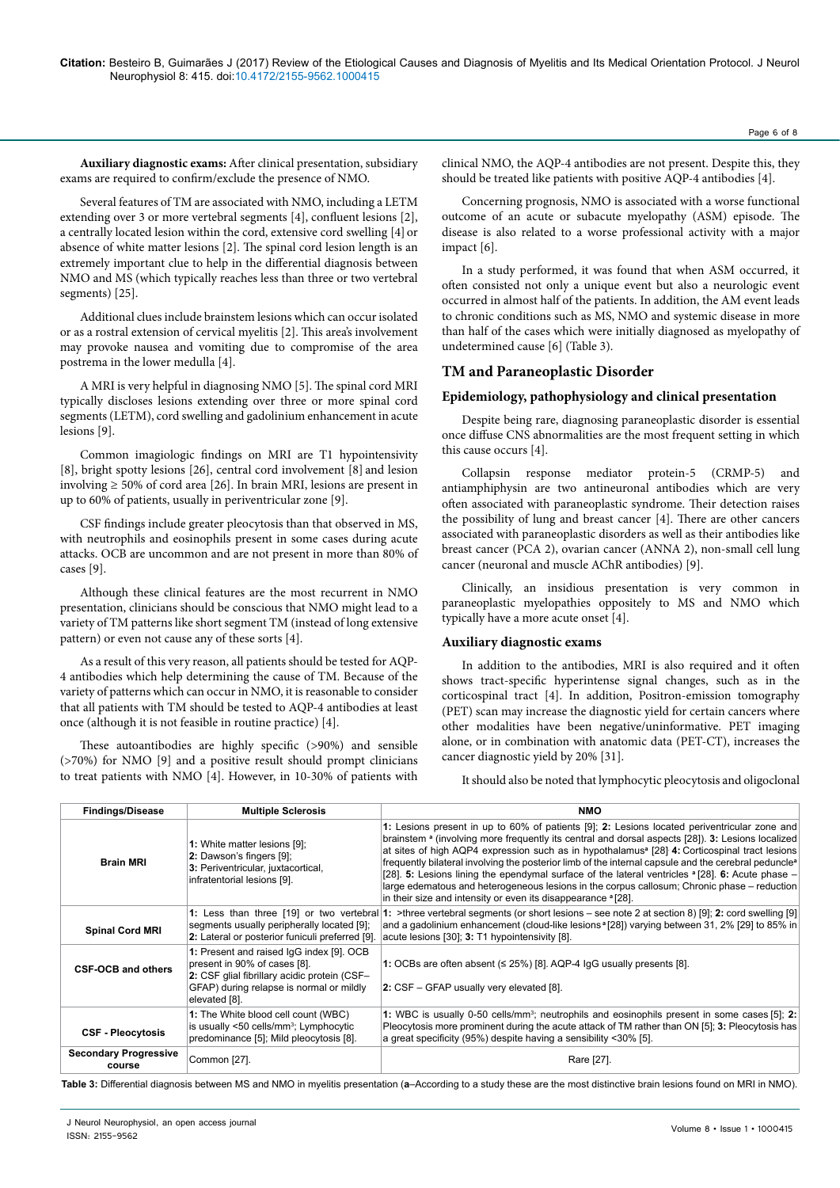**Auxiliary diagnostic exams:** After clinical presentation, subsidiary exams are required to confirm/exclude the presence of NMO.

Several features of TM are associated with NMO, including a LETM extending over 3 or more vertebral segments [4], confluent lesions [2], a centrally located lesion within the cord, extensive cord swelling [4] or absence of white matter lesions [2]. The spinal cord lesion length is an extremely important clue to help in the differential diagnosis between NMO and MS (which typically reaches less than three or two vertebral segments) [25].

Additional clues include brainstem lesions which can occur isolated or as a rostral extension of cervical myelitis [2]. This area's involvement may provoke nausea and vomiting due to compromise of the area postrema in the lower medulla [4].

A MRI is very helpful in diagnosing NMO [5]. The spinal cord MRI typically discloses lesions extending over three or more spinal cord segments (LETM), cord swelling and gadolinium enhancement in acute lesions [9].

Common imagiologic findings on MRI are T1 hypointensivity [8], bright spotty lesions [26], central cord involvement [8] and lesion involving ≥ 50% of cord area [26]. In brain MRI, lesions are present in up to 60% of patients, usually in periventricular zone [9].

CSF findings include greater pleocytosis than that observed in MS, with neutrophils and eosinophils present in some cases during acute attacks. OCB are uncommon and are not present in more than 80% of cases [9].

Although these clinical features are the most recurrent in NMO presentation, clinicians should be conscious that NMO might lead to a variety of TM patterns like short segment TM (instead of long extensive pattern) or even not cause any of these sorts [4].

As a result of this very reason, all patients should be tested for AQP-4 antibodies which help determining the cause of TM. Because of the variety of patterns which can occur in NMO, it is reasonable to consider that all patients with TM should be tested to AQP-4 antibodies at least once (although it is not feasible in routine practice) [4].

These autoantibodies are highly specific (>90%) and sensible (>70%) for NMO [9] and a positive result should prompt clinicians to treat patients with NMO [4]. However, in 10-30% of patients with clinical NMO, the AQP-4 antibodies are not present. Despite this, they should be treated like patients with positive AQP-4 antibodies [4].

Concerning prognosis, NMO is associated with a worse functional outcome of an acute or subacute myelopathy (ASM) episode. The disease is also related to a worse professional activity with a major impact [6].

In a study performed, it was found that when ASM occurred, it often consisted not only a unique event but also a neurologic event occurred in almost half of the patients. In addition, the AM event leads to chronic conditions such as MS, NMO and systemic disease in more than half of the cases which were initially diagnosed as myelopathy of undetermined cause [6] (Table 3).

## TM and Paraneoplastic Disorder

### Epidemiology, pathophysiology and clinical presentation

Despite being rare, diagnosing paraneoplastic disorder is essential once diffuse CNS abnormalities are the most frequent setting in which this cause occurs [4].

Collapsin response mediator protein-5 (CRMP-5) and antiamphiphysin are two antineuronal antibodies which are very often associated with paraneoplastic syndrome. Their detection raises the possibility of lung and breast cancer [4]. There are other cancers associated with paraneoplastic disorders as well as their antibodies like breast cancer (PCA 2), ovarian cancer (ANNA 2), non-small cell lung cancer (neuronal and muscle AChR antibodies) [9].

Clinically, an insidious presentation is very common in paraneoplastic myelopathies oppositely to MS and NMO which typically have a more acute onset [4].

### Auxiliary diagnostic exams

In addition to the antibodies, MRI is also required and it often shows tract-specific hyperintense signal changes, such as in the corticospinal tract [4]. In addition, Positron-emission tomography (PET) scan may increase the diagnostic yield for certain cancers where other modalities have been negative/uninformative. PET imaging alone, or in combination with anatomic data (PET-CT), increases the cancer diagnostic yield by 20% [31].

It should also be noted that lymphocytic pleocytosis and oligoclonal

| Findings/Disease | Multiple Sclerosis | NMO |
|---|---|---|
| **Brain MRI** | **1:** White matter lesions [9]; **2:** Dawson's fingers [9]; **3:** Periventricular, juxtacortical, infratentorial lesions [9]. | **1:** Lesions present in up to 60% of patients [9]; **2:** Lesions located periventricular zone and brainstem [a] (involving more frequently its central and dorsal aspects [28]). **3:** Lesions localized at sites of high AQP4 expression such as in hypothalamus[a] [28] **4:** Corticospinal tract lesions frequently bilateral involving the posterior limb of the internal capsule and the cerebral peduncle[a] [28]. **5:** Lesions lining the ependymal surface of the lateral ventricles [a] [28]. **6:** Acute phase – large edematous and heterogeneous lesions in the corpus callosum; Chronic phase – reduction in their size and intensity or even its disappearance [a] [28]. |
| **Spinal Cord MRI** | **1:** Less than three [19] or two vertebral segments usually peripherally located [9]; **2:** Lateral or posterior funiculi preferred [9]. | **1:** >three vertebral segments (or short lesions – see note 2 at section 8) [9]; **2:** cord swelling [9] and a gadolinium enhancement (cloud-like lesions [a] [28]) varying between 31, 2% [29] to 85% in acute lesions [30]; **3:** T1 hypointensivity [8]. |
| **CSF-OCB and others** | **1:** Present and raised IgG index [9]. OCB present in 90% of cases [8]. **2:** CSF glial fibrillary acidic protein (CSF–GFAP) during relapse is normal or mildly elevated [8]. | **1:** OCBs are often absent (≤ 25%) [8]. AQP-4 IgG usually presents [8]. **2:** CSF – GFAP usually very elevated [8]. |
| **CSF - Pleocytosis** | **1:** The White blood cell count (WBC) is usually <50 cells/mm$^3$; Lymphocytic predominance [5]; Mild pleocytosis [8]. | **1:** WBC is usually 0-50 cells/mm$^3$; neutrophils and eosinophils present in some cases [5]; **2:** Pleocytosis more prominent during the acute attack of TM rather than ON [5]; **3:** Pleocytosis has a great specificity (95%) despite having a sensibility <30% [5]. |
| **Secondary Progressive course** | Common [27]. | Rare [27]. |

**Table 3:** Differential diagnosis between MS and NMO in myelitis presentation (**a**–According to a study these are the most distinctive brain lesions found on MRI in NMO).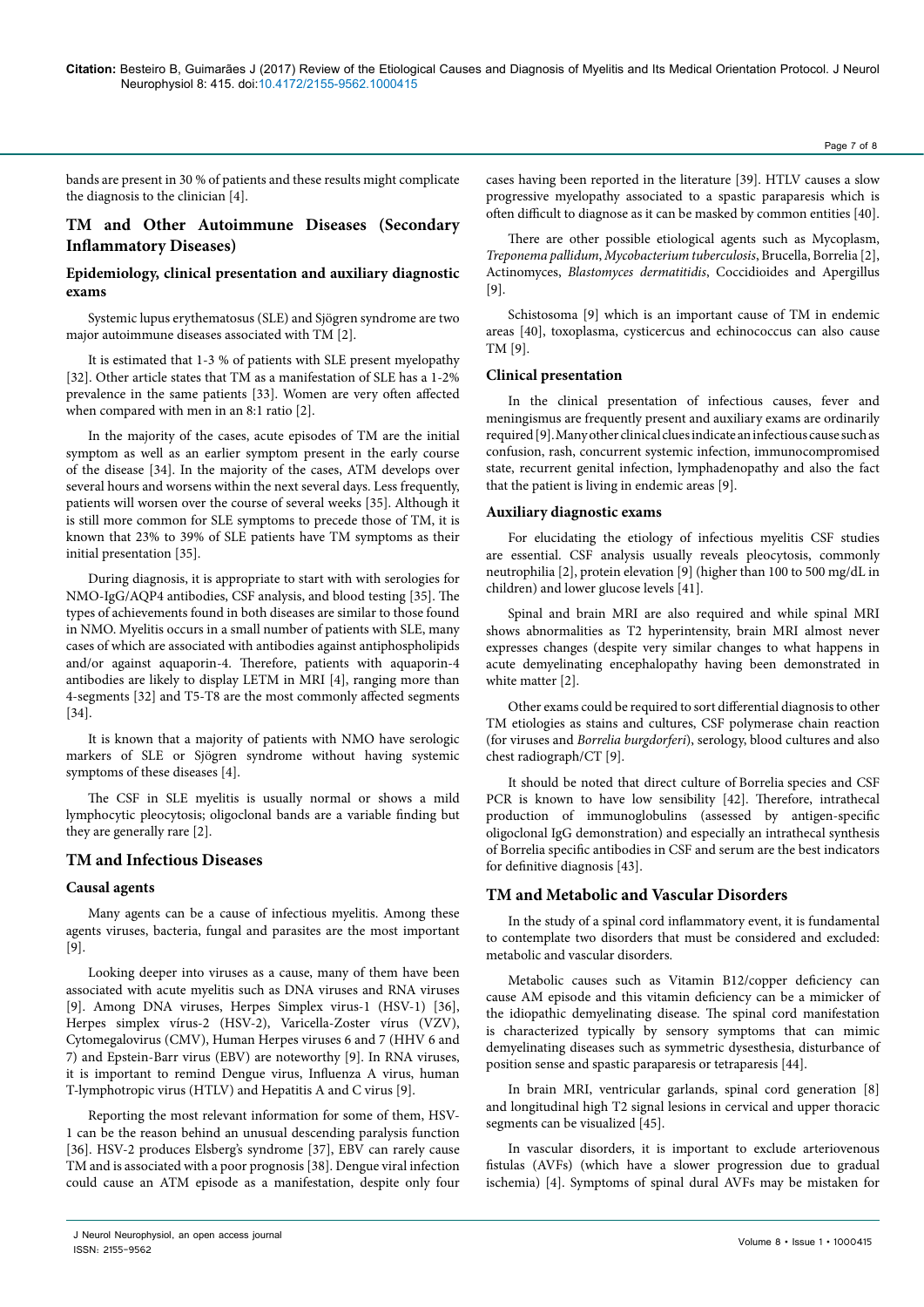bands are present in 30 % of patients and these results might complicate the diagnosis to the clinician [4].

## TM and Other Autoimmune Diseases (Secondary Inflammatory Diseases)

### Epidemiology, clinical presentation and auxiliary diagnostic exams

Systemic lupus erythematosus (SLE) and Sjögren syndrome are two major autoimmune diseases associated with TM [2].

It is estimated that 1-3 % of patients with SLE present myelopathy [32]. Other article states that TM as a manifestation of SLE has a 1-2% prevalence in the same patients [33]. Women are very often affected when compared with men in an 8:1 ratio [2].

In the majority of the cases, acute episodes of TM are the initial symptom as well as an earlier symptom present in the early course of the disease [34]. In the majority of the cases, ATM develops over several hours and worsens within the next several days. Less frequently, patients will worsen over the course of several weeks [35]. Although it is still more common for SLE symptoms to precede those of TM, it is known that 23% to 39% of SLE patients have TM symptoms as their initial presentation [35].

During diagnosis, it is appropriate to start with with serologies for NMO-IgG/AQP4 antibodies, CSF analysis, and blood testing [35]. The types of achievements found in both diseases are similar to those found in NMO. Myelitis occurs in a small number of patients with SLE, many cases of which are associated with antibodies against antiphospholipids and/or against aquaporin-4. Therefore, patients with aquaporin-4 antibodies are likely to display LETM in MRI [4], ranging more than 4-segments [32] and T5-T8 are the most commonly affected segments [34].

It is known that a majority of patients with NMO have serologic markers of SLE or Sjögren syndrome without having systemic symptoms of these diseases [4].

The CSF in SLE myelitis is usually normal or shows a mild lymphocytic pleocytosis; oligoclonal bands are a variable finding but they are generally rare [2].

## TM and Infectious Diseases

### Causal agents

Many agents can be a cause of infectious myelitis. Among these agents viruses, bacteria, fungal and parasites are the most important [9].

Looking deeper into viruses as a cause, many of them have been associated with acute myelitis such as DNA viruses and RNA viruses [9]. Among DNA viruses, Herpes Simplex virus-1 (HSV-1) [36], Herpes simplex vírus-2 (HSV-2), Varicella-Zoster vírus (VZV), Cytomegalovirus (CMV), Human Herpes viruses 6 and 7 (HHV 6 and 7) and Epstein-Barr virus (EBV) are noteworthy [9]. In RNA viruses, it is important to remind Dengue virus, Influenza A virus, human T-lymphotropic virus (HTLV) and Hepatitis A and C virus [9].

Reporting the most relevant information for some of them, HSV-1 can be the reason behind an unusual descending paralysis function [36]. HSV-2 produces Elsberg's syndrome [37], EBV can rarely cause TM and is associated with a poor prognosis [38]. Dengue viral infection could cause an ATM episode as a manifestation, despite only four cases having been reported in the literature [39]. HTLV causes a slow progressive myelopathy associated to a spastic paraparesis which is often difficult to diagnose as it can be masked by common entities [40].

There are other possible etiological agents such as Mycoplasm, *Treponema pallidum*, *Mycobacterium tuberculosis*, Brucella, Borrelia [2], Actinomyces, *Blastomyces dermatitidis*, Coccidioides and Apergillus [9].

Schistosoma [9] which is an important cause of TM in endemic areas [40], toxoplasma, cysticercus and echinococcus can also cause TM [9].

### Clinical presentation

In the clinical presentation of infectious causes, fever and meningismus are frequently present and auxiliary exams are ordinarily required [9]. Many other clinical clues indicate an infectious cause such as confusion, rash, concurrent systemic infection, immunocompromised state, recurrent genital infection, lymphadenopathy and also the fact that the patient is living in endemic areas [9].

### Auxiliary diagnostic exams

For elucidating the etiology of infectious myelitis CSF studies are essential. CSF analysis usually reveals pleocytosis, commonly neutrophilia [2], protein elevation [9] (higher than 100 to 500 mg/dL in children) and lower glucose levels [41].

Spinal and brain MRI are also required and while spinal MRI shows abnormalities as T2 hyperintensity, brain MRI almost never expresses changes (despite very similar changes to what happens in acute demyelinating encephalopathy having been demonstrated in white matter [2].

Other exams could be required to sort differential diagnosis to other TM etiologies as stains and cultures, CSF polymerase chain reaction (for viruses and *Borrelia burgdorferi*), serology, blood cultures and also chest radiograph/CT [9].

It should be noted that direct culture of Borrelia species and CSF PCR is known to have low sensibility [42]. Therefore, intrathecal production of immunoglobulins (assessed by antigen-specific oligoclonal IgG demonstration) and especially an intrathecal synthesis of Borrelia specific antibodies in CSF and serum are the best indicators for definitive diagnosis [43].

## TM and Metabolic and Vascular Disorders

In the study of a spinal cord inflammatory event, it is fundamental to contemplate two disorders that must be considered and excluded: metabolic and vascular disorders.

Metabolic causes such as Vitamin B12/copper deficiency can cause AM episode and this vitamin deficiency can be a mimicker of the idiopathic demyelinating disease. The spinal cord manifestation is characterized typically by sensory symptoms that can mimic demyelinating diseases such as symmetric dysesthesia, disturbance of position sense and spastic paraparesis or tetraparesis [44].

In brain MRI, ventricular garlands, spinal cord generation [8] and longitudinal high T2 signal lesions in cervical and upper thoracic segments can be visualized [45].

In vascular disorders, it is important to exclude arteriovenous fistulas (AVFs) (which have a slower progression due to gradual ischemia) [4]. Symptoms of spinal dural AVFs may be mistaken for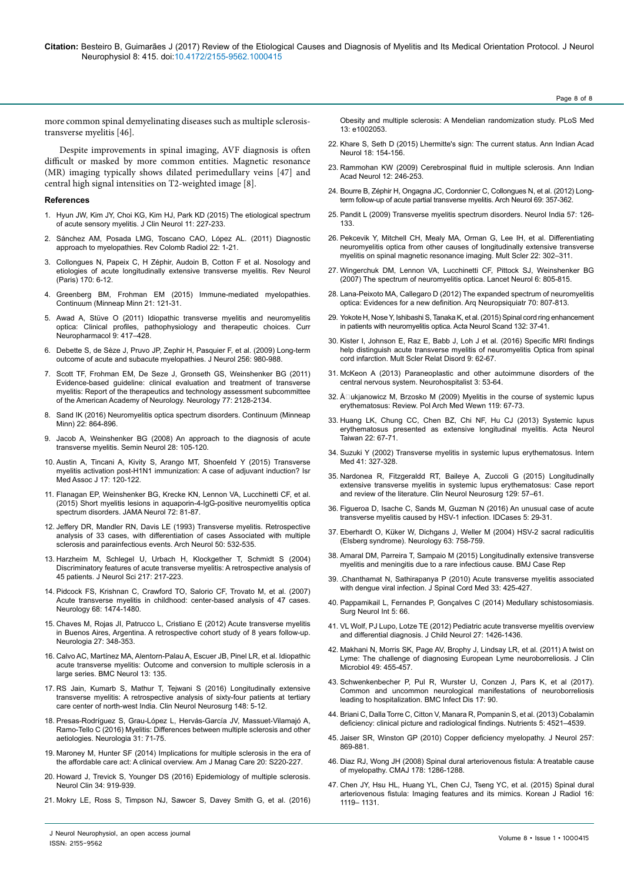more common spinal demyelinating diseases such as multiple sclerosis-transverse myelitis [46].

Despite improvements in spinal imaging, AVF diagnosis is often difficult or masked by more common entities. Magnetic resonance (MR) imaging typically shows dilated perimedullary veins [47] and central high signal intensities on T2-weighted image [8].

## References

1. Hyun JW, Kim JY, Choi KG, Kim HJ, Park KD (2015) The etiological spectrum of acute sensory myelitis. J Clin Neurol 11: 227-233.
2. Sánchez AM, Posada LMG, Toscano CAO, López AL. (2011) Diagnostic approach to myelopathies. Rev Colomb Radiol 22: 1-21.
3. Collongues N, Papeix C, H Zéphir, Audoin B, Cotton F et al. Nosology and etiologies of acute longitudinally extensive transverse myelitis. Rev Neurol (Paris) 170: 6-12.
4. Greenberg BM, Frohman EM (2015) Immune-mediated myelopathies. Continuum (Minneap Minn 21: 121-31.
5. Awad A, Stüve O (2011) Idiopathic transverse myelitis and neuromyelitis optica: Clinical profiles, pathophysiology and therapeutic choices. Curr Neuropharmacol 9: 417–428.
6. Debette S, de Sèze J, Pruvo JP, Zephir H, Pasquier F, et al. (2009) Long-term outcome of acute and subacute myelopathies. J Neurol 256: 980-988.
7. Scott TF, Frohman EM, De Seze J, Gronseth GS, Weinshenker BG (2011) Evidence-based guideline: clinical evaluation and treatment of transverse myelitis: Report of the therapeutics and technology assessment subcommittee of the American Academy of Neurology. Neurology 77: 2128-2134.
8. Sand IK (2016) Neuromyelitis optica spectrum disorders. Continuum (Minneap Minn) 22: 864-896.
9. Jacob A, Weinshenker BG (2008) An approach to the diagnosis of acute transverse myelitis. Semin Neurol 28: 105-120.
10. Austin A, Tincani A, Kivity S, Arango MT, Shoenfeld Y (2015) Transverse myelitis activation post-H1N1 immunization: A case of adjuvant induction? Isr Med Assoc J 17: 120-122.
11. Flanagan EP, Weinshenker BG, Krecke KN, Lennon VA, Lucchinetti CF, et al. (2015) Short myelitis lesions in aquaporin-4-IgG-positive neuromyelitis optica spectrum disorders. JAMA Neurol 72: 81-87.
12. Jeffery DR, Mandler RN, Davis LE (1993) Transverse myelitis. Retrospective analysis of 33 cases, with differentiation of cases Associated with multiple sclerosis and parainfectious events. Arch Neurol 50: 532-535.
13. Harzheim M, Schlegel U, Urbach H, Klockgether T, Schmidt S (2004) Discriminatory features of acute transverse myelitis: A retrospective analysis of 45 patients. J Neurol Sci 217: 217-223.
14. Pidcock FS, Krishnan C, Crawford TO, Salorio CF, Trovato M, et al. (2007) Acute transverse myelitis in childhood: center-based analysis of 47 cases. Neurology 68: 1474-1480.
15. Chaves M, Rojas JI, Patrucco L, Cristiano E (2012) Acute transverse myelitis in Buenos Aires, Argentina. A retrospective cohort study of 8 years follow-up. Neurologia 27: 348-353.
16. Calvo AC, Martínez MA, Alentorn-Palau A, Escuer JB, Pinel LR, et al. Idiopathic acute transverse myelitis: Outcome and conversion to multiple sclerosis in a large series. BMC Neurol 13: 135.
17. RS Jain, Kumarb S, Mathur T, Tejwani S (2016) Longitudinally extensive transverse myelitis: A retrospective analysis of sixty-four patients at tertiary care center of north-west India. Clin Neurol Neurosurg 148: 5-12.
18. Presas-Rodríguez S, Grau-López L, Hervás-García JV, Massuet-Vilamajó A, Ramo-Tello C (2016) Myelitis: Differences between multiple sclerosis and other aetiologies. Neurologia 31: 71-75.
19. Maroney M, Hunter SF (2014) Implications for multiple sclerosis in the era of the affordable care act: A clinical overview. Am J Manag Care 20: S220-227.
20. Howard J, Trevick S, Younger DS (2016) Epidemiology of multiple sclerosis. Neurol Clin 34: 919-939.
21. Mokry LE, Ross S, Timpson NJ, Sawcer S, Davey Smith G, et al. (2016) Obesity and multiple sclerosis: A Mendelian randomization study. PLoS Med 13: e1002053.
22. Khare S, Seth D (2015) Lhermitte's sign: The current status. Ann Indian Acad Neurol 18: 154-156.
23. Rammohan KW (2009) Cerebrospinal fluid in multiple sclerosis. Ann Indian Acad Neurol 12: 246-253.
24. Bourre B, Zéphir H, Ongagna JC, Cordonnier C, Collongues N, et al. (2012) Long-term follow-up of acute partial transverse myelitis. Arch Neurol 69: 357-362.
25. Pandit L (2009) Transverse myelitis spectrum disorders. Neurol India 57: 126-133.
26. Pekcevik Y, Mitchell CH, Mealy MA, Orman G, Lee IH, et al. Differentiating neuromyelitis optica from other causes of longitudinally extensive transverse myelitis on spinal magnetic resonance imaging. Mult Scler 22: 302–311.
27. Wingerchuk DM, Lennon VA, Lucchinetti CF, Pittock SJ, Weinshenker BG (2007) The spectrum of neuromyelitis optica. Lancet Neurol 6: 805-815.
28. Lana-Peixoto MA, Callegaro D (2012) The expanded spectrum of neuromyelitis optica: Evidences for a new definition. Arq Neuropsiquiatr 70: 807-813.
29. Yokote H, Nose Y, Ishibashi S, Tanaka K, et al. (2015) Spinal cord ring enhancement in patients with neuromyelitis optica. Acta Neurol Scand 132: 37-41.
30. Kister I, Johnson E, Raz E, Babb J, Loh J et al. (2016) Specific MRI findings help distinguish acute transverse myelitis of neuromyelitis Optica from spinal cord infarction. Mult Scler Relat Disord 9: 62-67.
31. McKeon A (2013) Paraneoplastic and other autoimmune disorders of the central nervous system. Neurohospitalist 3: 53-64.
32. Å□ukjanowicz M, Brzosko M (2009) Myelitis in the course of systemic lupus erythematosus: Review. Pol Arch Med Wewn 119: 67-73.
33. Huang LK, Chung CC, Chen BZ, Chi NF, Hu CJ (2013) Systemic lupus erythematosus presented as extensive longitudinal myelitis. Acta Neurol Taiwan 22: 67-71.
34. Suzuki Y (2002) Transverse myelitis in systemic lupus erythematosus. Intern Med 41: 327-328.
35. Nardonea R, Fitzgeraldd RT, Baileye A, Zuccoli G (2015) Longitudinally extensive transverse myelitis in systemic lupus erythematosus: Case report and review of the literature. Clin Neurol Neurosurg 129: 57–61.
36. Figueroa D, Isache C, Sands M, Guzman N (2016) An unusual case of acute transverse myelitis caused by HSV-1 infection. IDCases 5: 29-31.
37. Eberhardt O, Küker W, Dichgans J, Weller M (2004) HSV-2 sacral radiculitis (Elsberg syndrome). Neurology 63: 758-759.
38. Amaral DM, Parreira T, Sampaio M (2015) Longitudinally extensive transverse myelitis and meningitis due to a rare infectious cause. BMJ Case Rep
39. .Chanthamat N, Sathirapanya P (2010) Acute transverse myelitis associated with dengue viral infection. J Spinal Cord Med 33: 425-427.
40. Pappamikail L, Fernandes P, Gonçalves C (2014) Medullary schistosomiasis. Surg Neurol Int 5: 66.
41. VL Wolf, PJ Lupo, Lotze TE (2012) Pediatric acute transverse myelitis overview and differential diagnosis. J Child Neurol 27: 1426-1436.
42. Makhani N, Morris SK, Page AV, Brophy J, Lindsay LR, et al. (2011) A twist on Lyme: The challenge of diagnosing European Lyme neuroborreliosis. J Clin Microbiol 49: 455-457.
43. Schwenkenbecher P, Pul R, Wurster U, Conzen J, Pars K, et al (2017). Common and uncommon neurological manifestations of neuroborreliosis leading to hospitalization. BMC Infect Dis 17: 90.
44. Briani C, Dalla Torre C, Citton V, Manara R, Pompanin S, et al. (2013) Cobalamin deficiency: clinical picture and radiological findings. Nutrients 5: 4521–4539.
45. Jaiser SR, Winston GP (2010) Copper deficiency myelopathy. J Neurol 257: 869-881.
46. Diaz RJ, Wong JH (2008) Spinal dural arteriovenous fistula: A treatable cause of myelopathy. CMAJ 178: 1286-1288.
47. Chen JY, Hsu HL, Huang YL, Chen CJ, Tseng YC, et al. (2015) Spinal dural arteriovenous fistula: Imaging features and its mimics. Korean J Radiol 16: 1119– 1131.